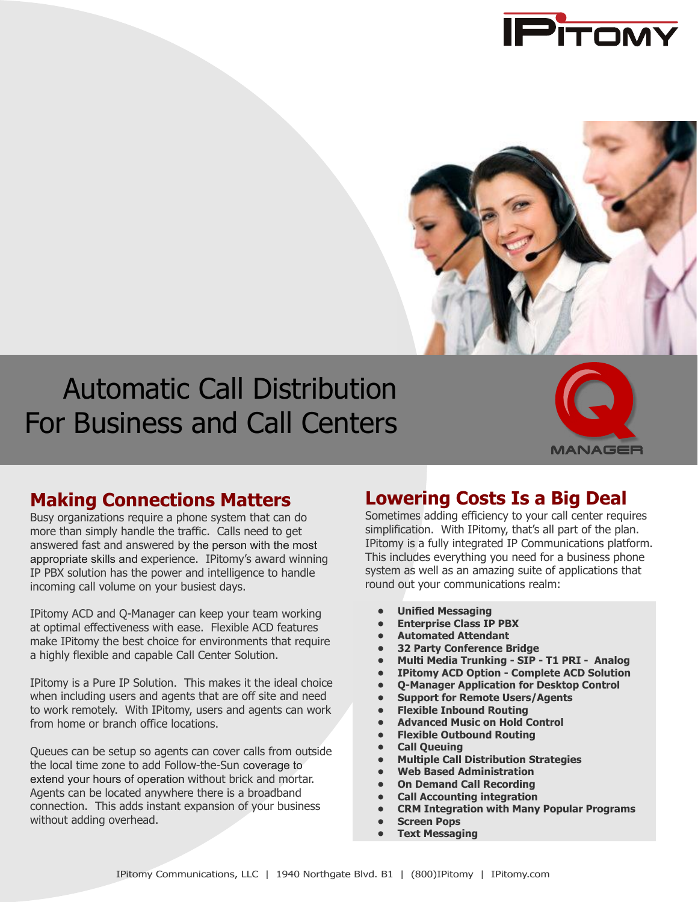# Automatic Call Distribution For Business and Call Centers

Q MANAGER

## Making Connections Matters

Busy organizations require a phone system that can do more than simply handle the traffic. Calls need to get answered fast and answered by the person with the most appropriate skills and experience. IPitomy's award winning IP PBX solution has the power and intelligence to handle incoming call volume on your busiest days.

IPitomy ACD and Q-Manager can keep your team working at optimal effectiveness with ease. Flexible ACD features make IPitomy the best choice for environments that require a highly flexible and capable Call Center Solution.

IPitomy is a Pure IP Solution. This makes it the ideal choice when including users and agents that are off site and need to work remotely. With IPitomy, users and agents can work from home or branch office locations.

Queues can be setup so agents can cover calls from outside the local time zone to add Follow-the-Sun coverage to extend your hours of operation without brick and mortar. Agents can be located anywhere there is a broadband connection. This adds instant expansion of your business without adding overhead.

## Lowering Costs Is a Big Deal

Sometimes adding efficiency to your call center requires simplification. With IPitomy, that's all part of the plan. IPitomy is a fully integrated IP Communications platform. This includes everything you need for a business phone system as well as an amazing suite of applications that round out your communications realm:

- **Unified Messaging**
- **Enterprise Class IP PBX**
- **Automated Attendant**
- **32 Party Conference Bridge**
- **Multi Media Trunking - SIP - T1 PRI - Analog**
- **IPitomy ACD Option - Complete ACD Solution**
- **Q-Manager Application for Desktop Control**
- **Support for Remote Users/Agents**
- **Flexible Inbound Routing**
- **Advanced Music on Hold Control**
- **Flexible Outbound Routing**
- **Call Queuing**
- **Multiple Call Distribution Strategies**
- **Web Based Administration**
- **On Demand Call Recording**
- **Call Accounting integration**
- **CRM Integration with Many Popular Programs**
- **Screen Pops**
- **Text Messaging**

IPitomy Communications, LLC | 1940 Northgate Blvd. B1 | (800)IPitomy | IPitomy.com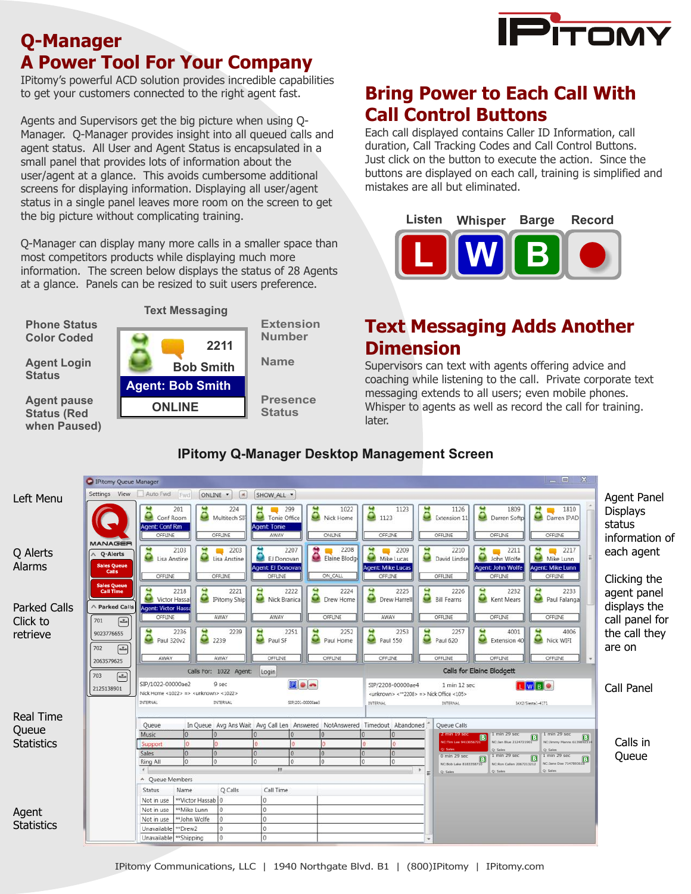# Q-Manager
# A Power Tool For Your Company

IPitomy's powerful ACD solution provides incredible capabilities to get your customers connected to the right agent fast.

Agents and Supervisors get the big picture when using Q-Manager. Q-Manager provides insight into all queued calls and agent status. All User and Agent Status is encapsulated in a small panel that provides lots of information about the user/agent at a glance. This avoids cumbersome additional screens for displaying information. Displaying all user/agent status in a single panel leaves more room on the screen to get the big picture without complicating training.

Q-Manager can display many more calls in a smaller space than most competitors products while displaying much more information. The screen below displays the status of 28 Agents at a glance. Panels can be resized to suit users preference.

Text Messaging

Phone Status Color Coded

Agent Login Status

Agent pause Status (Red when Paused)

2211
Bob Smith
Agent: Bob Smith
ONLINE

Extension Number

Name

Presence Status

## Bring Power to Each Call With Call Control Buttons

Each call displayed contains Caller ID Information, call duration, Call Tracking Codes and Call Control Buttons. Just click on the button to execute the action. Since the buttons are displayed on each call, training is simplified and mistakes are all but eliminated.

Listen Whisper Barge Record

L W B

## Text Messaging Adds Another Dimension

Supervisors can text with agents offering advice and coaching while listening to the call. Private corporate text messaging extends to all users; even mobile phones. Whisper to agents as well as record the call for training later.

### IPitomy Q-Manager Desktop Management Screen

Left Menu

Q Alerts Alarms

Parked Calls Click to retrieve

Real Time Queue Statistics

Agent Statistics

Agent Panel Displays status information of each agent

Clicking the agent panel displays the call panel for the call they are on

Call Panel

Calls in Queue

IPitomy Communications, LLC | 1940 Northgate Blvd. B1 | (800)IPitomy | IPitomy.com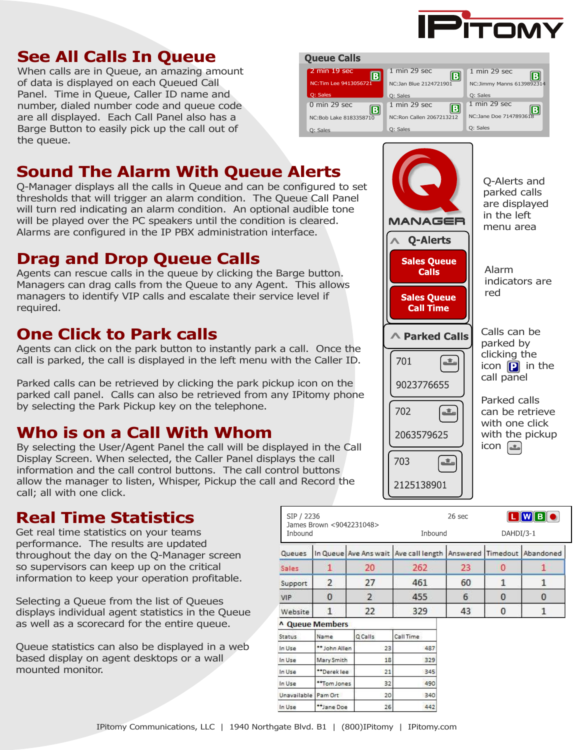## See All Calls In Queue

When calls are in Queue, an amazing amount of data is displayed on each Queued Call Panel. Time in Queue, Caller ID name and number, dialed number code and queue code are all displayed. Each Call Panel also has a Barge Button to easily pick up the call out of the queue.

**Queue Calls**

| | | |
|---|---|---|
| 2 min 19 sec B NC:Tim Lee 9413056721 Q: Sales | 1 min 29 sec B NC:Jan Blue 2124721901 Q: Sales | 1 min 29 sec B NC:Jimmy Manns 6139892314 Q: Sales |
| 0 min 29 sec B NC:Bob Lake 8183358710 Q: Sales | 1 min 29 sec B NC:Ron Callen 2067213212 Q: Sales | 1 min 29 sec B NC:Jane Doe 7147893618 Q: Sales |

## Sound The Alarm With Queue Alerts

Q-Manager displays all the calls in Queue and can be configured to set thresholds that will trigger an alarm condition. The Queue Call Panel will turn red indicating an alarm condition. An optional audible tone will be played over the PC speakers until the condition is cleared. Alarms are configured in the IP PBX administration interface.

**Q-MANAGER**

**Q-Alerts**
- Sales Queue Calls
- Sales Queue Call Time

Q-Alerts and parked calls are displayed in the left menu area

Alarm indicators are red

## Drag and Drop Queue Calls

Agents can rescue calls in the queue by clicking the Barge button. Managers can drag calls from the Queue to any Agent. This allows managers to identify VIP calls and escalate their service level if required.

## One Click to Park calls

Agents can click on the park button to instantly park a call. Once the call is parked, the call is displayed in the left menu with the Caller ID.

Parked calls can be retrieved by clicking the park pickup icon on the parked call panel. Calls can also be retrieved from any IPitomy phone by selecting the Park Pickup key on the telephone.

**Parked Calls**
- 701 — 9023776655
- 702 — 2063579625
- 703 — 2125138901

Calls can be parked by clicking the icon P in the call panel

Parked calls can be retrieve with one click with the pickup icon

## Who is on a Call With Whom

By selecting the User/Agent Panel the call will be displayed in the Call Display Screen. When selected, the Caller Panel displays the call information and the call control buttons. The call control buttons allow the manager to listen, Whisper, Pickup the call and Record the call; all with one click.

SIP / 2236 — 26 sec — L W B ●
James Brown <9042231048>
Inbound — Inbound — DAHDI/3-1

## Real Time Statistics

Get real time statistics on your teams performance. The results are updated throughout the day on the Q-Manager screen so supervisors can keep up on the critical information to keep your operation profitable.

Selecting a Queue from the list of Queues displays individual agent statistics in the Queue as well as a scorecard for the entire queue.

Queue statistics can also be displayed in a web based display on agent desktops or a wall mounted monitor.

| Queues | In Queue | Ave Ans wait | Ave call length | Answered | Timedout | Abandoned |
|---|---|---|---|---|---|---|
| Sales | 1 | 20 | 262 | 23 | 0 | 1 |
| Support | 2 | 27 | 461 | 60 | 1 | 1 |
| VIP | 0 | 2 | 455 | 6 | 0 | 0 |
| Website | 1 | 22 | 329 | 43 | 0 | 1 |

**Queue Members**

| Status | Name | Q Calls | Call Time |
|---|---|---|---|
| In Use | **John Allen | 23 | 487 |
| In Use | Mary Smith | 18 | 329 |
| In Use | **Derek lee | 21 | 345 |
| In Use | **Tom Jones | 32 | 490 |
| Unavailable | Pam Ort | 20 | 340 |
| In Use | **Jane Doe | 26 | 442 |

IPitomy Communications, LLC | 1940 Northgate Blvd. B1 | (800)IPitomy | IPitomy.com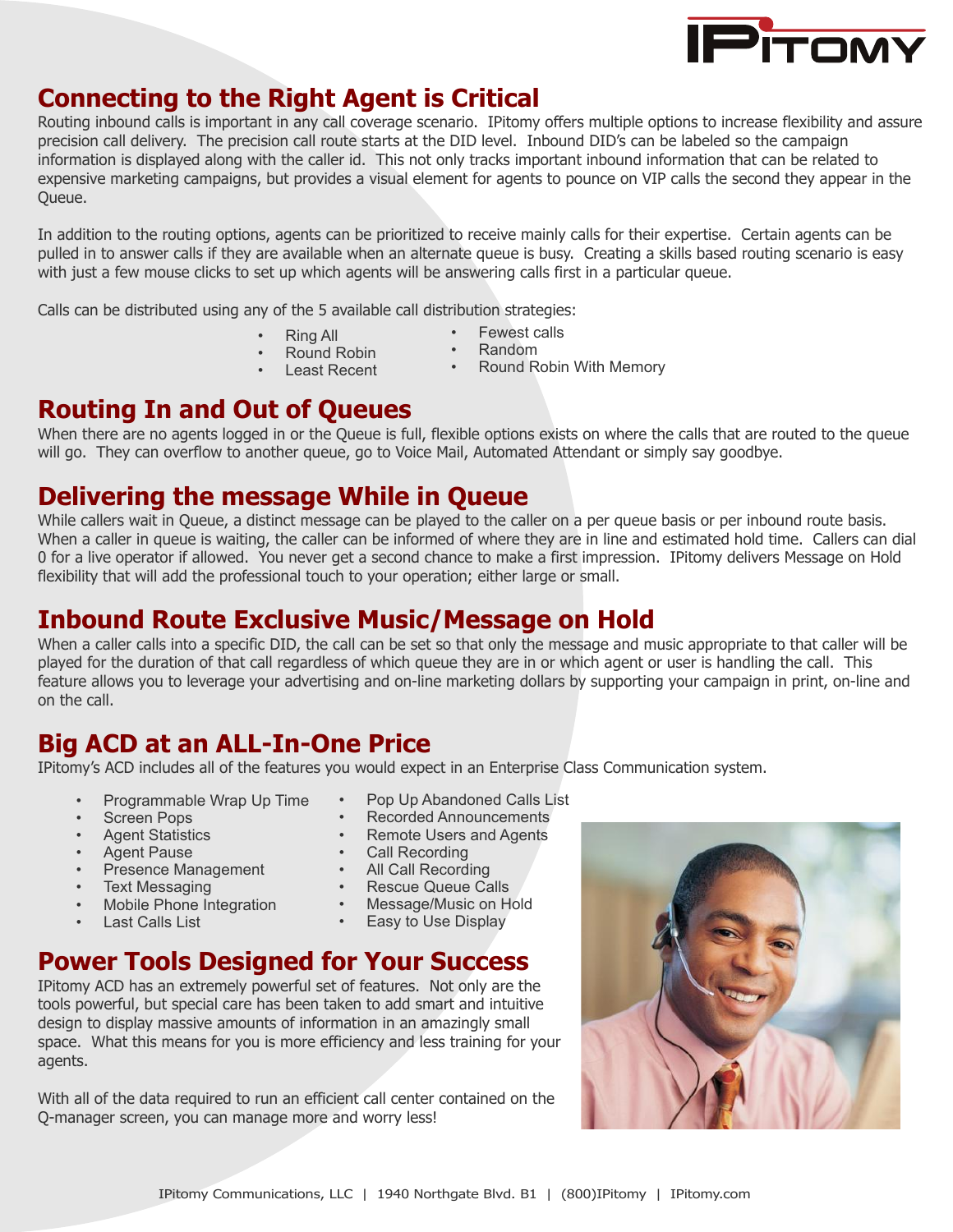## Connecting to the Right Agent is Critical

Routing inbound calls is important in any call coverage scenario. IPitomy offers multiple options to increase flexibility and assure precision call delivery. The precision call route starts at the DID level. Inbound DID's can be labeled so the campaign information is displayed along with the caller id. This not only tracks important inbound information that can be related to expensive marketing campaigns, but provides a visual element for agents to pounce on VIP calls the second they appear in the Queue.

In addition to the routing options, agents can be prioritized to receive mainly calls for their expertise. Certain agents can be pulled in to answer calls if they are available when an alternate queue is busy. Creating a skills based routing scenario is easy with just a few mouse clicks to set up which agents will be answering calls first in a particular queue.

Calls can be distributed using any of the 5 available call distribution strategies:

- Ring All
- Round Robin
- Least Recent
- Fewest calls
- Random
- Round Robin With Memory

## Routing In and Out of Queues

When there are no agents logged in or the Queue is full, flexible options exists on where the calls that are routed to the queue will go. They can overflow to another queue, go to Voice Mail, Automated Attendant or simply say goodbye.

## Delivering the message While in Queue

While callers wait in Queue, a distinct message can be played to the caller on a per queue basis or per inbound route basis. When a caller in queue is waiting, the caller can be informed of where they are in line and estimated hold time. Callers can dial 0 for a live operator if allowed. You never get a second chance to make a first impression. IPitomy delivers Message on Hold flexibility that will add the professional touch to your operation; either large or small.

## Inbound Route Exclusive Music/Message on Hold

When a caller calls into a specific DID, the call can be set so that only the message and music appropriate to that caller will be played for the duration of that call regardless of which queue they are in or which agent or user is handling the call. This feature allows you to leverage your advertising and on-line marketing dollars by supporting your campaign in print, on-line and on the call.

## Big ACD at an ALL-In-One Price

IPitomy's ACD includes all of the features you would expect in an Enterprise Class Communication system.

- Programmable Wrap Up Time
- Screen Pops
- Agent Statistics
- Agent Pause
- Presence Management
- Text Messaging
- Mobile Phone Integration
- Last Calls List
- Pop Up Abandoned Calls List
- Recorded Announcements
- Remote Users and Agents
- Call Recording
- All Call Recording
- Rescue Queue Calls
- Message/Music on Hold
- Easy to Use Display

## Power Tools Designed for Your Success

IPitomy ACD has an extremely powerful set of features. Not only are the tools powerful, but special care has been taken to add smart and intuitive design to display massive amounts of information in an amazingly small space. What this means for you is more efficiency and less training for your agents.

With all of the data required to run an efficient call center contained on the Q-manager screen, you can manage more and worry less!

IPitomy Communications, LLC | 1940 Northgate Blvd. B1 | (800)IPitomy | IPitomy.com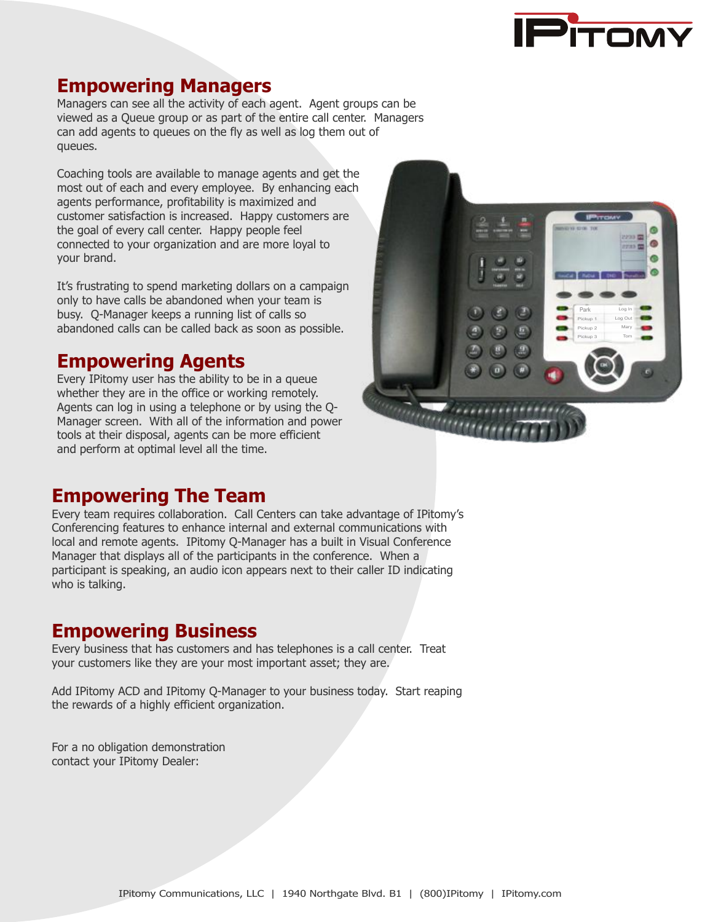## Empowering Managers

Managers can see all the activity of each agent. Agent groups can be viewed as a Queue group or as part of the entire call center. Managers can add agents to queues on the fly as well as log them out of queues.

Coaching tools are available to manage agents and get the most out of each and every employee. By enhancing each agents performance, profitability is maximized and customer satisfaction is increased. Happy customers are the goal of every call center. Happy people feel connected to your organization and are more loyal to your brand.

It's frustrating to spend marketing dollars on a campaign only to have calls be abandoned when your team is busy. Q-Manager keeps a running list of calls so abandoned calls can be called back as soon as possible.

## Empowering Agents

Every IPitomy user has the ability to be in a queue whether they are in the office or working remotely. Agents can log in using a telephone or by using the Q-Manager screen. With all of the information and power tools at their disposal, agents can be more efficient and perform at optimal level all the time.

## Empowering The Team

Every team requires collaboration. Call Centers can take advantage of IPitomy's Conferencing features to enhance internal and external communications with local and remote agents. IPitomy Q-Manager has a built in Visual Conference Manager that displays all of the participants in the conference. When a participant is speaking, an audio icon appears next to their caller ID indicating who is talking.

## Empowering Business

Every business that has customers and has telephones is a call center. Treat your customers like they are your most important asset; they are.

Add IPitomy ACD and IPitomy Q-Manager to your business today. Start reaping the rewards of a highly efficient organization.

For a no obligation demonstration
contact your IPitomy Dealer:

IPitomy Communications, LLC | 1940 Northgate Blvd. B1 | (800)IPitomy | IPitomy.com